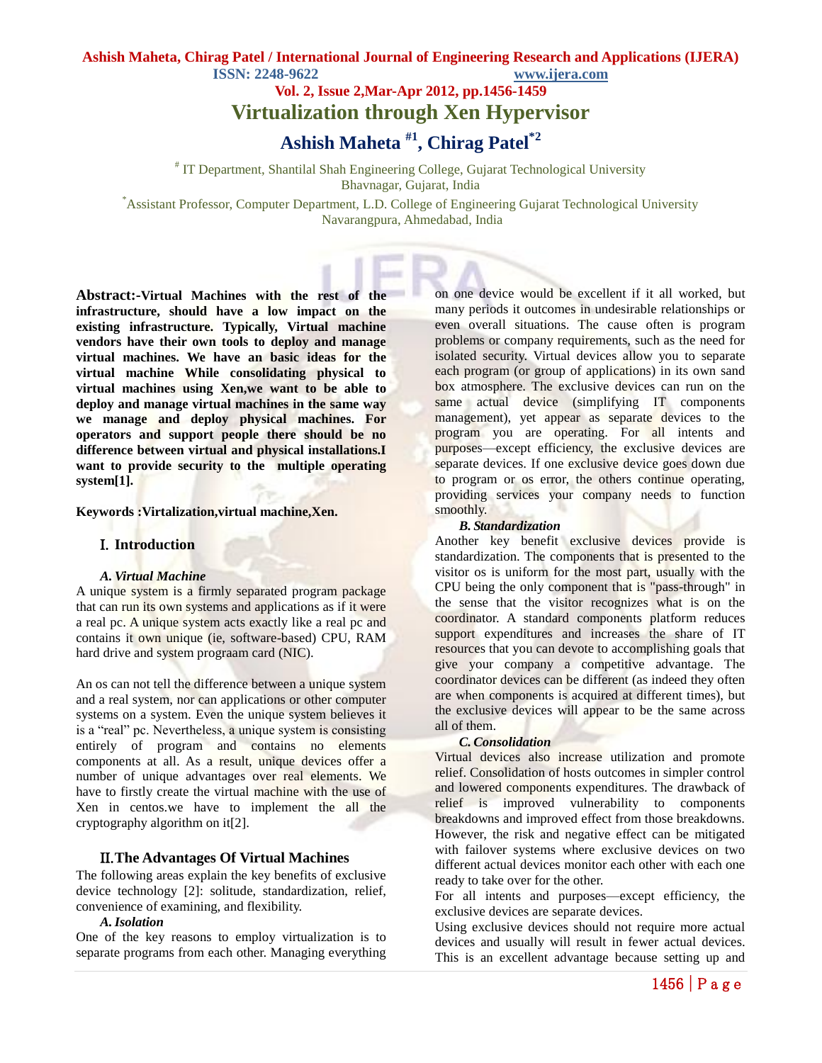# Virtualization through Xen Hypervisor

## Ashish Maheta [#1], Chirag Patel[*2]

[#] IT Department, Shantilal Shah Engineering College, Gujarat Technological University
Bhavnagar, Gujarat, India

[*]Assistant Professor, Computer Department, L.D. College of Engineering Gujarat Technological University
Navarangpura, Ahmedabad, India

**Abstract:-Virtual Machines with the rest of the infrastructure, should have a low impact on the existing infrastructure. Typically, Virtual machine vendors have their own tools to deploy and manage virtual machines. We have an basic ideas for the virtual machine While consolidating physical to virtual machines using Xen,we want to be able to deploy and manage virtual machines in the same way we manage and deploy physical machines. For operators and support people there should be no difference between virtual and physical installations.I want to provide security to the multiple operating system[1].**

**Keywords :Virtalization,virtual machine,Xen.**

## I. Introduction

### *A. Virtual Machine*

A unique system is a firmly separated program package that can run its own systems and applications as if it were a real pc. A unique system acts exactly like a real pc and contains it own unique (ie, software-based) CPU, RAM hard drive and system prograam card (NIC).

An os can not tell the difference between a unique system and a real system, nor can applications or other computer systems on a system. Even the unique system believes it is a "real" pc. Nevertheless, a unique system is consisting entirely of program and contains no elements components at all. As a result, unique devices offer a number of unique advantages over real elements. We have to firstly create the virtual machine with the use of Xen in centos.we have to implement the all the cryptography algorithm on it[2].

## II. The Advantages Of Virtual Machines

The following areas explain the key benefits of exclusive device technology [2]: solitude, standardization, relief, convenience of examining, and flexibility.

### *A. Isolation*

One of the key reasons to employ virtualization is to separate programs from each other. Managing everything on one device would be excellent if it all worked, but many periods it outcomes in undesirable relationships or even overall situations. The cause often is program problems or company requirements, such as the need for isolated security. Virtual devices allow you to separate each program (or group of applications) in its own sand box atmosphere. The exclusive devices can run on the same actual device (simplifying IT components management), yet appear as separate devices to the program you are operating. For all intents and purposes—except efficiency, the exclusive devices are separate devices. If one exclusive device goes down due to program or os error, the others continue operating, providing services your company needs to function smoothly.

### *B. Standardization*

Another key benefit exclusive devices provide is standardization. The components that is presented to the visitor os is uniform for the most part, usually with the CPU being the only component that is "pass-through" in the sense that the visitor recognizes what is on the coordinator. A standard components platform reduces support expenditures and increases the share of IT resources that you can devote to accomplishing goals that give your company a competitive advantage. The coordinator devices can be different (as indeed they often are when components is acquired at different times), but the exclusive devices will appear to be the same across all of them.

### *C. Consolidation*

Virtual devices also increase utilization and promote relief. Consolidation of hosts outcomes in simpler control and lowered components expenditures. The drawback of relief is improved vulnerability to components breakdowns and improved effect from those breakdowns. However, the risk and negative effect can be mitigated with failover systems where exclusive devices on two different actual devices monitor each other with each one ready to take over for the other.

For all intents and purposes—except efficiency, the exclusive devices are separate devices.

Using exclusive devices should not require more actual devices and usually will result in fewer actual devices. This is an excellent advantage because setting up and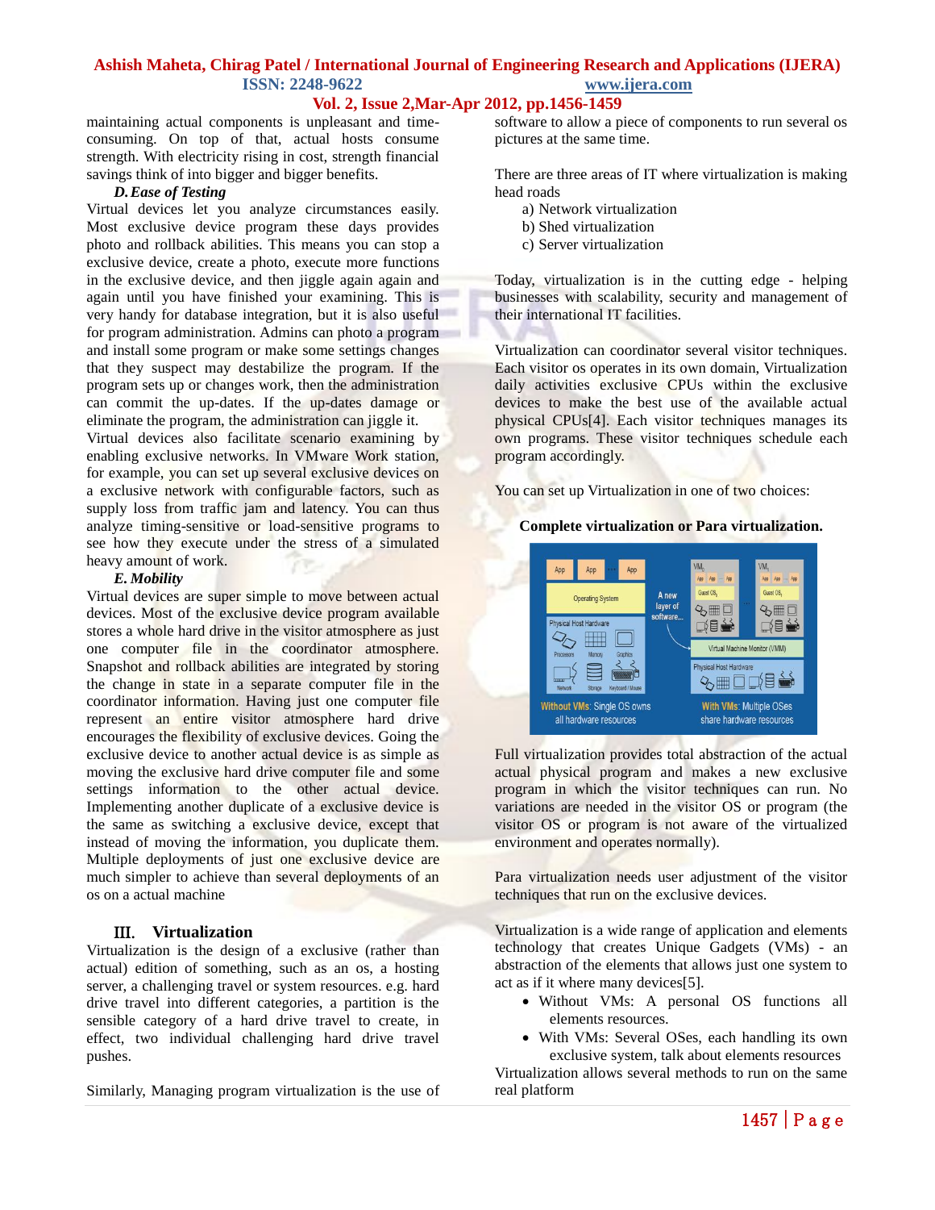maintaining actual components is unpleasant and time-consuming. On top of that, actual hosts consume strength. With electricity rising in cost, strength financial savings think of into bigger and bigger benefits.

### *D. Ease of Testing*

Virtual devices let you analyze circumstances easily. Most exclusive device program these days provides photo and rollback abilities. This means you can stop a exclusive device, create a photo, execute more functions in the exclusive device, and then jiggle again again and again until you have finished your examining. This is very handy for database integration, but it is also useful for program administration. Admins can photo a program and install some program or make some settings changes that they suspect may destabilize the program. If the program sets up or changes work, then the administration can commit the up-dates. If the up-dates damage or eliminate the program, the administration can jiggle it.

Virtual devices also facilitate scenario examining by enabling exclusive networks. In VMware Work station, for example, you can set up several exclusive devices on a exclusive network with configurable factors, such as supply loss from traffic jam and latency. You can thus analyze timing-sensitive or load-sensitive programs to see how they execute under the stress of a simulated heavy amount of work.

### *E. Mobility*

Virtual devices are super simple to move between actual devices. Most of the exclusive device program available stores a whole hard drive in the visitor atmosphere as just one computer file in the coordinator atmosphere. Snapshot and rollback abilities are integrated by storing the change in state in a separate computer file in the coordinator information. Having just one computer file represent an entire visitor atmosphere hard drive encourages the flexibility of exclusive devices. Going the exclusive device to another actual device is as simple as moving the exclusive hard drive computer file and some settings information to the other actual device. Implementing another duplicate of a exclusive device is the same as switching a exclusive device, except that instead of moving the information, you duplicate them. Multiple deployments of just one exclusive device are much simpler to achieve than several deployments of an os on a actual machine

## III. Virtualization

Virtualization is the design of a exclusive (rather than actual) edition of something, such as an os, a hosting server, a challenging travel or system resources. e.g. hard drive travel into different categories, a partition is the sensible category of a hard drive travel to create, in effect, two individual challenging hard drive travel pushes.

Similarly, Managing program virtualization is the use of software to allow a piece of components to run several os pictures at the same time.

There are three areas of IT where virtualization is making head roads

a) Network virtualization
b) Shed virtualization
c) Server virtualization

Today, virtualization is in the cutting edge - helping businesses with scalability, security and management of their international IT facilities.

Virtualization can coordinator several visitor techniques. Each visitor os operates in its own domain, Virtualization daily activities exclusive CPUs within the exclusive devices to make the best use of the available actual physical CPUs[4]. Each visitor techniques manages its own programs. These visitor techniques schedule each program accordingly.

You can set up Virtualization in one of two choices:

**Complete virtualization or Para virtualization.**

Full virtualization provides total abstraction of the actual actual physical program and makes a new exclusive program in which the visitor techniques can run. No variations are needed in the visitor OS or program (the visitor OS or program is not aware of the virtualized environment and operates normally).

Para virtualization needs user adjustment of the visitor techniques that run on the exclusive devices.

Virtualization is a wide range of application and elements technology that creates Unique Gadgets (VMs) - an abstraction of the elements that allows just one system to act as if it where many devices[5].

- Without VMs: A personal OS functions all elements resources.
- With VMs: Several OSes, each handling its own exclusive system, talk about elements resources

Virtualization allows several methods to run on the same real platform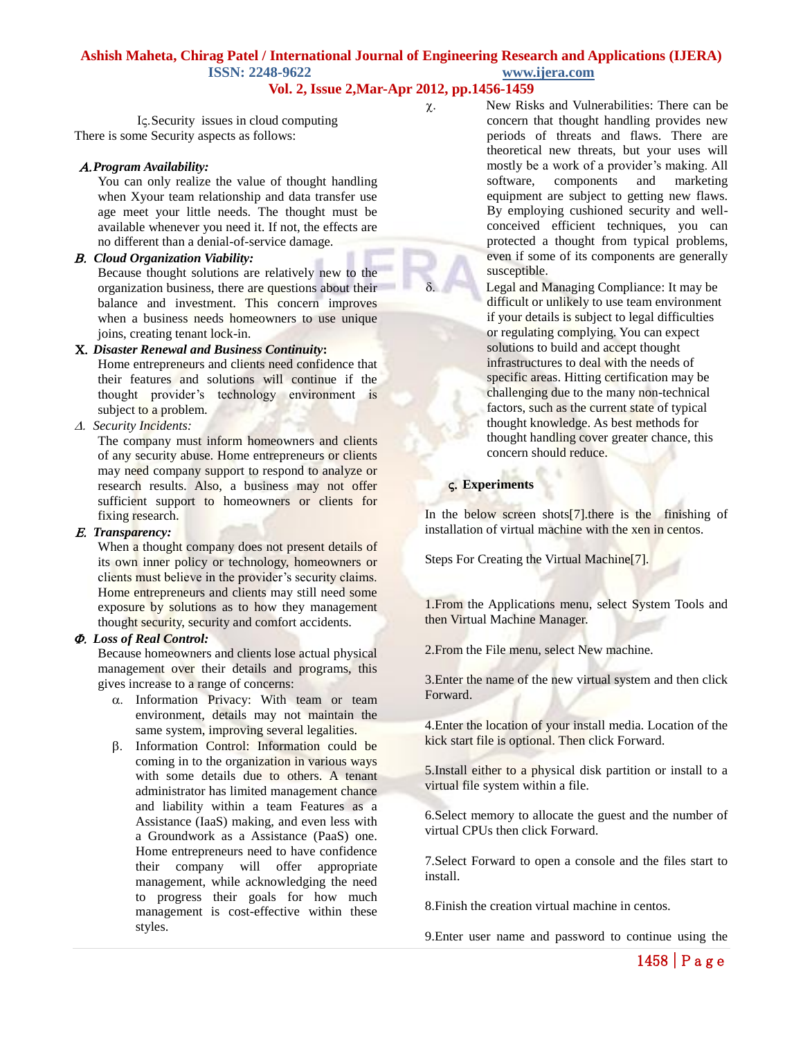## IϚ. Security issues in cloud computing

There is some Security aspects as follows:

***A. Program Availability:***

You can only realize the value of thought handling when Xyour team relationship and data transfer use age meet your little needs. The thought must be available whenever you need it. If not, the effects are no different than a denial-of-service damage.

***B. Cloud Organization Viability:***

Because thought solutions are relatively new to the organization business, there are questions about their balance and investment. This concern improves when a business needs homeowners to use unique joins, creating tenant lock-in.

***X. Disaster Renewal and Business Continuity*:**

Home entrepreneurs and clients need confidence that their features and solutions will continue if the thought provider's technology environment is subject to a problem.

*Δ. Security Incidents:*

The company must inform homeowners and clients of any security abuse. Home entrepreneurs or clients may need company support to respond to analyze or research results. Also, a business may not offer sufficient support to homeowners or clients for fixing research.

***E. Transparency:***

When a thought company does not present details of its own inner policy or technology, homeowners or clients must believe in the provider's security claims. Home entrepreneurs and clients may still need some exposure by solutions as to how they management thought security, security and comfort accidents.

***Φ. Loss of Real Control:***

Because homeowners and clients lose actual physical management over their details and programs, this gives increase to a range of concerns:

α. Information Privacy: With team or team environment, details may not maintain the same system, improving several legalities.

β. Information Control: Information could be coming in to the organization in various ways with some details due to others. A tenant administrator has limited management chance and liability within a team Features as a Assistance (IaaS) making, and even less with a Groundwork as a Assistance (PaaS) one. Home entrepreneurs need to have confidence their company will offer appropriate management, while acknowledging the need to progress their goals for how much management is cost-effective within these styles.

χ. New Risks and Vulnerabilities: There can be concern that thought handling provides new periods of threats and flaws. There are theoretical new threats, but your uses will mostly be a work of a provider's making. All software, components and marketing equipment are subject to getting new flaws. By employing cushioned security and well-conceived efficient techniques, you can protected a thought from typical problems, even if some of its components are generally susceptible.

δ. Legal and Managing Compliance: It may be difficult or unlikely to use team environment if your details is subject to legal difficulties or regulating complying. You can expect solutions to build and accept thought infrastructures to deal with the needs of specific areas. Hitting certification may be challenging due to the many non-technical factors, such as the current state of typical thought knowledge. As best methods for thought handling cover greater chance, this concern should reduce.

## Ϛ. Experiments

In the below screen shots[7].there is the finishing of installation of virtual machine with the xen in centos.

Steps For Creating the Virtual Machine[7].

1.From the Applications menu, select System Tools and then Virtual Machine Manager.

2.From the File menu, select New machine.

3.Enter the name of the new virtual system and then click Forward.

4.Enter the location of your install media. Location of the kick start file is optional. Then click Forward.

5.Install either to a physical disk partition or install to a virtual file system within a file.

6.Select memory to allocate the guest and the number of virtual CPUs then click Forward.

7.Select Forward to open a console and the files start to install.

8.Finish the creation virtual machine in centos.

9.Enter user name and password to continue using the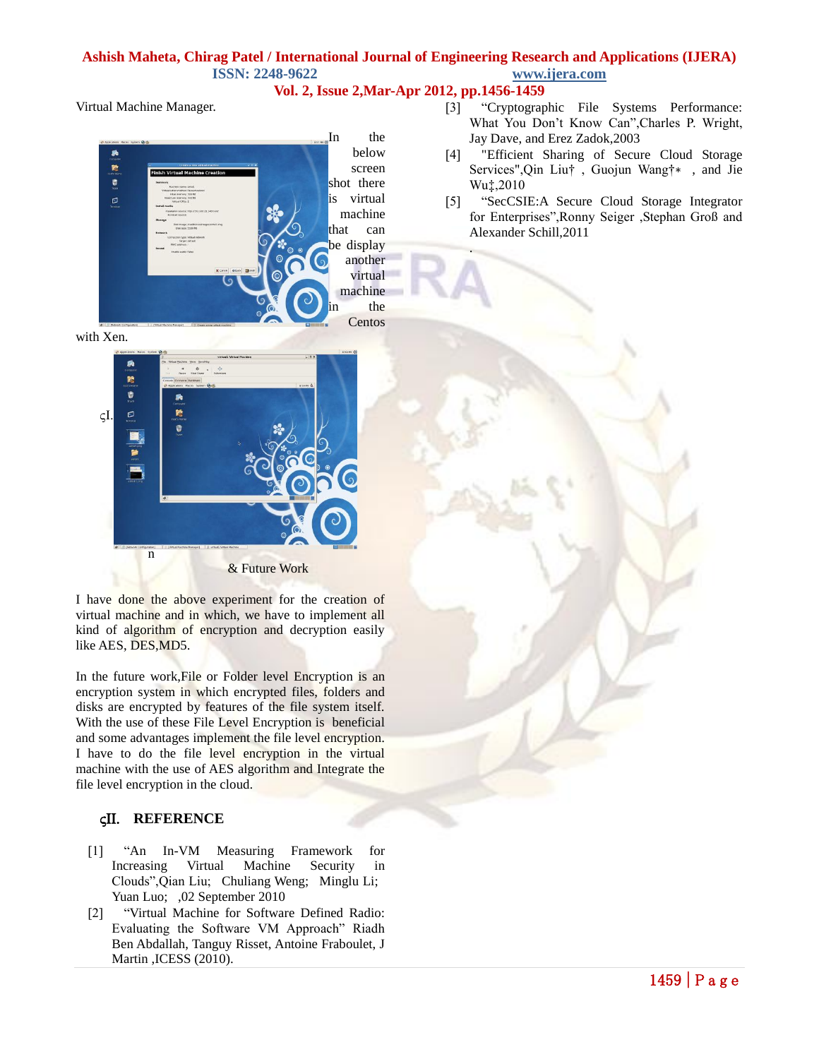Virtual Machine Manager.

In the below screen shot there is virtual machine that can be display another virtual machine in the Centos with Xen.

ςI. n & Future Work

I have done the above experiment for the creation of virtual machine and in which, we have to implement all kind of algorithm of encryption and decryption easily like AES, DES,MD5.

In the future work,File or Folder level Encryption is an encryption system in which encrypted files, folders and disks are encrypted by features of the file system itself. With the use of these File Level Encryption is beneficial and some advantages implement the file level encryption. I have to do the file level encryption in the virtual machine with the use of AES algorithm and Integrate the file level encryption in the cloud.

## ςII. REFERENCE

[1] "An In-VM Measuring Framework for Increasing Virtual Machine Security in Clouds",Qian Liu; Chuliang Weng; Minglu Li; Yuan Luo; ,02 September 2010

[2] "Virtual Machine for Software Defined Radio: Evaluating the Software VM Approach" Riadh Ben Abdallah, Tanguy Risset, Antoine Fraboulet, J Martin ,ICESS (2010).

[3] "Cryptographic File Systems Performance: What You Don't Know Can",Charles P. Wright, Jay Dave, and Erez Zadok,2003

[4] "Efficient Sharing of Secure Cloud Storage Services",Qin Liu† , Guojun Wang†∗ , and Jie Wu‡,2010

[5] "SecCSIE:A Secure Cloud Storage Integrator for Enterprises",Ronny Seiger ,Stephan Groß and Alexander Schill,2011